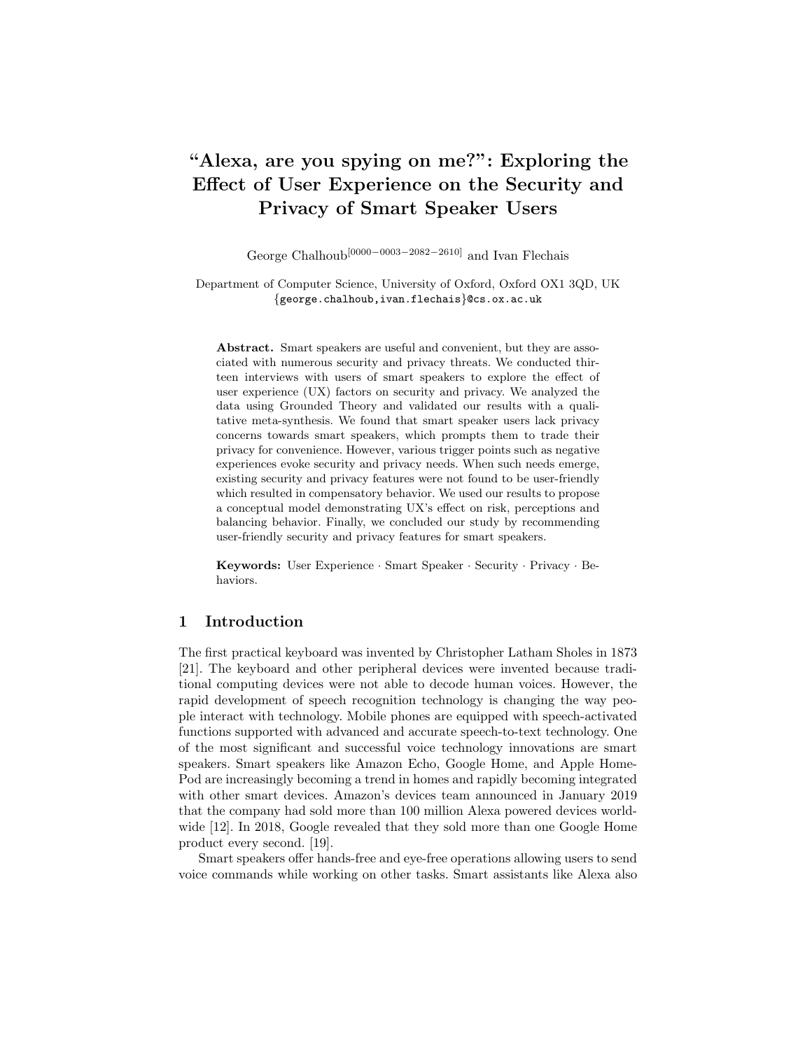# "Alexa, are you spying on me?": Exploring the Effect of User Experience on the Security and Privacy of Smart Speaker Users

George Chalhoub[0000−0003−2082−2610] and Ivan Flechais

Department of Computer Science, University of Oxford, Oxford OX1 3QD, UK
{george.chalhoub,ivan.flechais}@cs.ox.ac.uk

**Abstract.** Smart speakers are useful and convenient, but they are associated with numerous security and privacy threats. We conducted thirteen interviews with users of smart speakers to explore the effect of user experience (UX) factors on security and privacy. We analyzed the data using Grounded Theory and validated our results with a qualitative meta-synthesis. We found that smart speaker users lack privacy concerns towards smart speakers, which prompts them to trade their privacy for convenience. However, various trigger points such as negative experiences evoke security and privacy needs. When such needs emerge, existing security and privacy features were not found to be user-friendly which resulted in compensatory behavior. We used our results to propose a conceptual model demonstrating UX's effect on risk, perceptions and balancing behavior. Finally, we concluded our study by recommending user-friendly security and privacy features for smart speakers.

**Keywords:** User Experience · Smart Speaker · Security · Privacy · Behaviors.

## 1 Introduction

The first practical keyboard was invented by Christopher Latham Sholes in 1873 [21]. The keyboard and other peripheral devices were invented because traditional computing devices were not able to decode human voices. However, the rapid development of speech recognition technology is changing the way people interact with technology. Mobile phones are equipped with speech-activated functions supported with advanced and accurate speech-to-text technology. One of the most significant and successful voice technology innovations are smart speakers. Smart speakers like Amazon Echo, Google Home, and Apple HomePod are increasingly becoming a trend in homes and rapidly becoming integrated with other smart devices. Amazon's devices team announced in January 2019 that the company had sold more than 100 million Alexa powered devices worldwide [12]. In 2018, Google revealed that they sold more than one Google Home product every second. [19].

Smart speakers offer hands-free and eye-free operations allowing users to send voice commands while working on other tasks. Smart assistants like Alexa also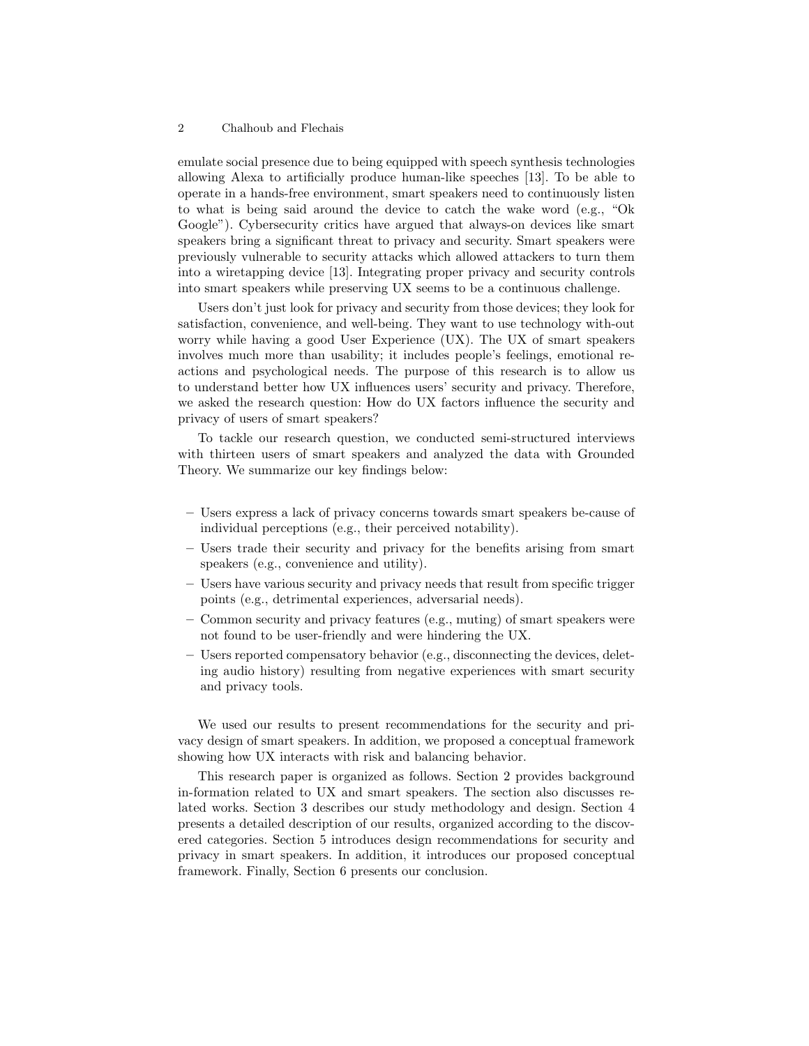emulate social presence due to being equipped with speech synthesis technologies allowing Alexa to artificially produce human-like speeches [13]. To be able to operate in a hands-free environment, smart speakers need to continuously listen to what is being said around the device to catch the wake word (e.g., "Ok Google"). Cybersecurity critics have argued that always-on devices like smart speakers bring a significant threat to privacy and security. Smart speakers were previously vulnerable to security attacks which allowed attackers to turn them into a wiretapping device [13]. Integrating proper privacy and security controls into smart speakers while preserving UX seems to be a continuous challenge.

Users don't just look for privacy and security from those devices; they look for satisfaction, convenience, and well-being. They want to use technology with-out worry while having a good User Experience (UX). The UX of smart speakers involves much more than usability; it includes people's feelings, emotional reactions and psychological needs. The purpose of this research is to allow us to understand better how UX influences users' security and privacy. Therefore, we asked the research question: How do UX factors influence the security and privacy of users of smart speakers?

To tackle our research question, we conducted semi-structured interviews with thirteen users of smart speakers and analyzed the data with Grounded Theory. We summarize our key findings below:

- Users express a lack of privacy concerns towards smart speakers be-cause of individual perceptions (e.g., their perceived notability).
- Users trade their security and privacy for the benefits arising from smart speakers (e.g., convenience and utility).
- Users have various security and privacy needs that result from specific trigger points (e.g., detrimental experiences, adversarial needs).
- Common security and privacy features (e.g., muting) of smart speakers were not found to be user-friendly and were hindering the UX.
- Users reported compensatory behavior (e.g., disconnecting the devices, deleting audio history) resulting from negative experiences with smart security and privacy tools.

We used our results to present recommendations for the security and privacy design of smart speakers. In addition, we proposed a conceptual framework showing how UX interacts with risk and balancing behavior.

This research paper is organized as follows. Section 2 provides background in-formation related to UX and smart speakers. The section also discusses related works. Section 3 describes our study methodology and design. Section 4 presents a detailed description of our results, organized according to the discovered categories. Section 5 introduces design recommendations for security and privacy in smart speakers. In addition, it introduces our proposed conceptual framework. Finally, Section 6 presents our conclusion.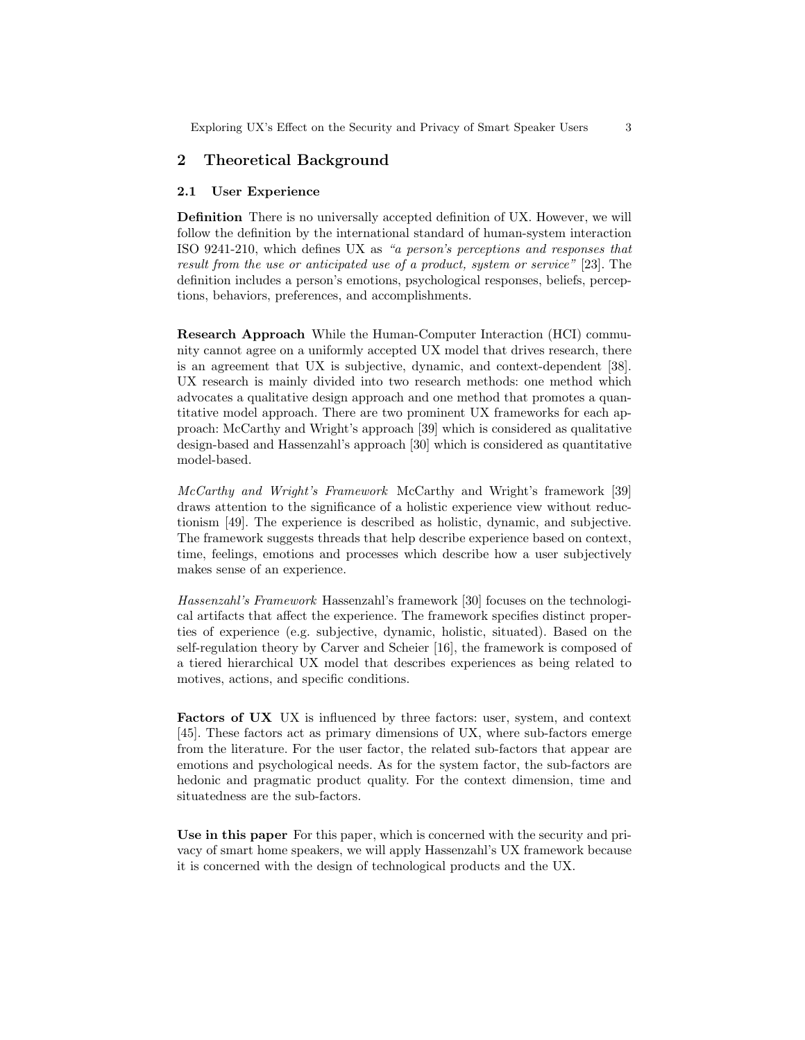## 2 Theoretical Background

### 2.1 User Experience

**Definition** There is no universally accepted definition of UX. However, we will follow the definition by the international standard of human-system interaction ISO 9241-210, which defines UX as *"a person's perceptions and responses that result from the use or anticipated use of a product, system or service"* [23]. The definition includes a person's emotions, psychological responses, beliefs, perceptions, behaviors, preferences, and accomplishments.

**Research Approach** While the Human-Computer Interaction (HCI) community cannot agree on a uniformly accepted UX model that drives research, there is an agreement that UX is subjective, dynamic, and context-dependent [38]. UX research is mainly divided into two research methods: one method which advocates a qualitative design approach and one method that promotes a quantitative model approach. There are two prominent UX frameworks for each approach: McCarthy and Wright's approach [39] which is considered as qualitative design-based and Hassenzahl's approach [30] which is considered as quantitative model-based.

*McCarthy and Wright's Framework* McCarthy and Wright's framework [39] draws attention to the significance of a holistic experience view without reductionism [49]. The experience is described as holistic, dynamic, and subjective. The framework suggests threads that help describe experience based on context, time, feelings, emotions and processes which describe how a user subjectively makes sense of an experience.

*Hassenzahl's Framework* Hassenzahl's framework [30] focuses on the technological artifacts that affect the experience. The framework specifies distinct properties of experience (e.g. subjective, dynamic, holistic, situated). Based on the self-regulation theory by Carver and Scheier [16], the framework is composed of a tiered hierarchical UX model that describes experiences as being related to motives, actions, and specific conditions.

**Factors of UX** UX is influenced by three factors: user, system, and context [45]. These factors act as primary dimensions of UX, where sub-factors emerge from the literature. For the user factor, the related sub-factors that appear are emotions and psychological needs. As for the system factor, the sub-factors are hedonic and pragmatic product quality. For the context dimension, time and situatedness are the sub-factors.

**Use in this paper** For this paper, which is concerned with the security and privacy of smart home speakers, we will apply Hassenzahl's UX framework because it is concerned with the design of technological products and the UX.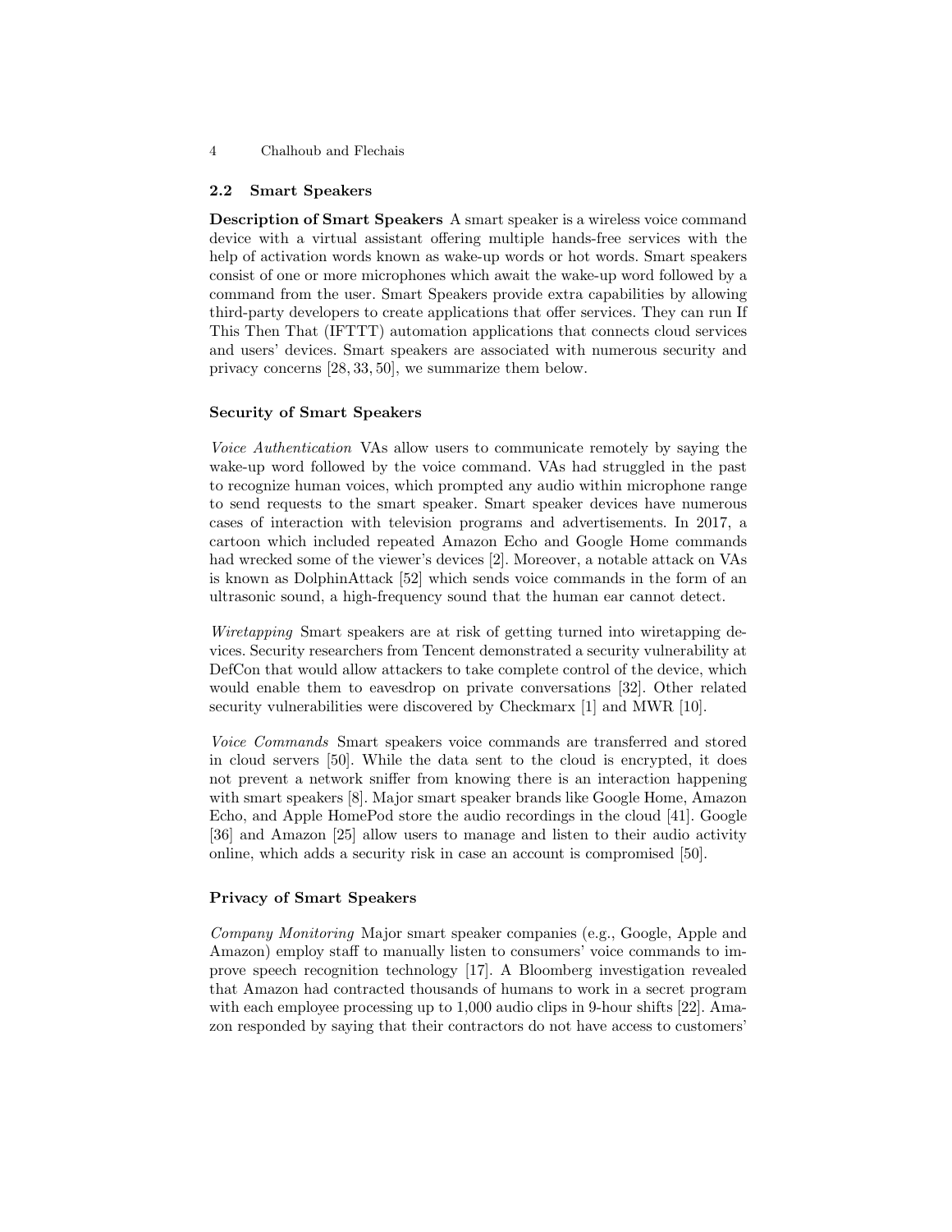### 2.2 Smart Speakers

**Description of Smart Speakers** A smart speaker is a wireless voice command device with a virtual assistant offering multiple hands-free services with the help of activation words known as wake-up words or hot words. Smart speakers consist of one or more microphones which await the wake-up word followed by a command from the user. Smart Speakers provide extra capabilities by allowing third-party developers to create applications that offer services. They can run If This Then That (IFTTT) automation applications that connects cloud services and users' devices. Smart speakers are associated with numerous security and privacy concerns [28, 33, 50], we summarize them below.

**Security of Smart Speakers**

*Voice Authentication* VAs allow users to communicate remotely by saying the wake-up word followed by the voice command. VAs had struggled in the past to recognize human voices, which prompted any audio within microphone range to send requests to the smart speaker. Smart speaker devices have numerous cases of interaction with television programs and advertisements. In 2017, a cartoon which included repeated Amazon Echo and Google Home commands had wrecked some of the viewer's devices [2]. Moreover, a notable attack on VAs is known as DolphinAttack [52] which sends voice commands in the form of an ultrasonic sound, a high-frequency sound that the human ear cannot detect.

*Wiretapping* Smart speakers are at risk of getting turned into wiretapping devices. Security researchers from Tencent demonstrated a security vulnerability at DefCon that would allow attackers to take complete control of the device, which would enable them to eavesdrop on private conversations [32]. Other related security vulnerabilities were discovered by Checkmarx [1] and MWR [10].

*Voice Commands* Smart speakers voice commands are transferred and stored in cloud servers [50]. While the data sent to the cloud is encrypted, it does not prevent a network sniffer from knowing there is an interaction happening with smart speakers [8]. Major smart speaker brands like Google Home, Amazon Echo, and Apple HomePod store the audio recordings in the cloud [41]. Google [36] and Amazon [25] allow users to manage and listen to their audio activity online, which adds a security risk in case an account is compromised [50].

**Privacy of Smart Speakers**

*Company Monitoring* Major smart speaker companies (e.g., Google, Apple and Amazon) employ staff to manually listen to consumers' voice commands to improve speech recognition technology [17]. A Bloomberg investigation revealed that Amazon had contracted thousands of humans to work in a secret program with each employee processing up to 1,000 audio clips in 9-hour shifts [22]. Amazon responded by saying that their contractors do not have access to customers'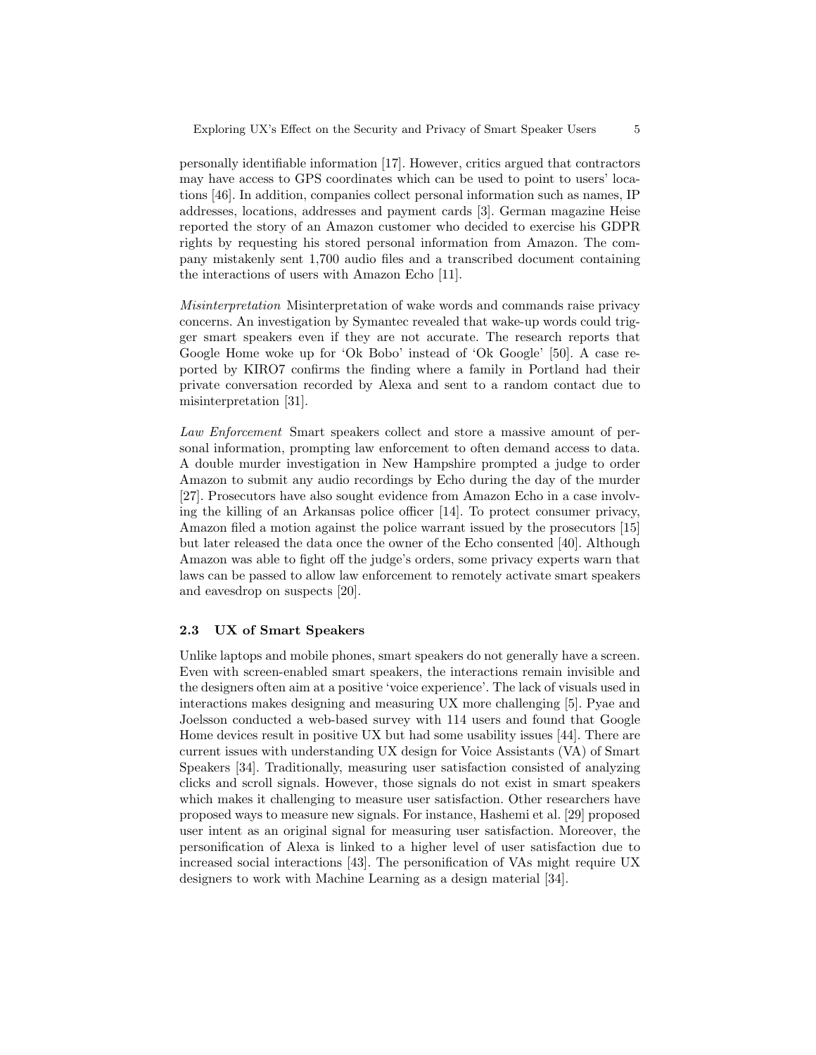personally identifiable information [17]. However, critics argued that contractors may have access to GPS coordinates which can be used to point to users' locations [46]. In addition, companies collect personal information such as names, IP addresses, locations, addresses and payment cards [3]. German magazine Heise reported the story of an Amazon customer who decided to exercise his GDPR rights by requesting his stored personal information from Amazon. The company mistakenly sent 1,700 audio files and a transcribed document containing the interactions of users with Amazon Echo [11].

*Misinterpretation* Misinterpretation of wake words and commands raise privacy concerns. An investigation by Symantec revealed that wake-up words could trigger smart speakers even if they are not accurate. The research reports that Google Home woke up for 'Ok Bobo' instead of 'Ok Google' [50]. A case reported by KIRO7 confirms the finding where a family in Portland had their private conversation recorded by Alexa and sent to a random contact due to misinterpretation [31].

*Law Enforcement* Smart speakers collect and store a massive amount of personal information, prompting law enforcement to often demand access to data. A double murder investigation in New Hampshire prompted a judge to order Amazon to submit any audio recordings by Echo during the day of the murder [27]. Prosecutors have also sought evidence from Amazon Echo in a case involving the killing of an Arkansas police officer [14]. To protect consumer privacy, Amazon filed a motion against the police warrant issued by the prosecutors [15] but later released the data once the owner of the Echo consented [40]. Although Amazon was able to fight off the judge's orders, some privacy experts warn that laws can be passed to allow law enforcement to remotely activate smart speakers and eavesdrop on suspects [20].

### 2.3 UX of Smart Speakers

Unlike laptops and mobile phones, smart speakers do not generally have a screen. Even with screen-enabled smart speakers, the interactions remain invisible and the designers often aim at a positive 'voice experience'. The lack of visuals used in interactions makes designing and measuring UX more challenging [5]. Pyae and Joelsson conducted a web-based survey with 114 users and found that Google Home devices result in positive UX but had some usability issues [44]. There are current issues with understanding UX design for Voice Assistants (VA) of Smart Speakers [34]. Traditionally, measuring user satisfaction consisted of analyzing clicks and scroll signals. However, those signals do not exist in smart speakers which makes it challenging to measure user satisfaction. Other researchers have proposed ways to measure new signals. For instance, Hashemi et al. [29] proposed user intent as an original signal for measuring user satisfaction. Moreover, the personification of Alexa is linked to a higher level of user satisfaction due to increased social interactions [43]. The personification of VAs might require UX designers to work with Machine Learning as a design material [34].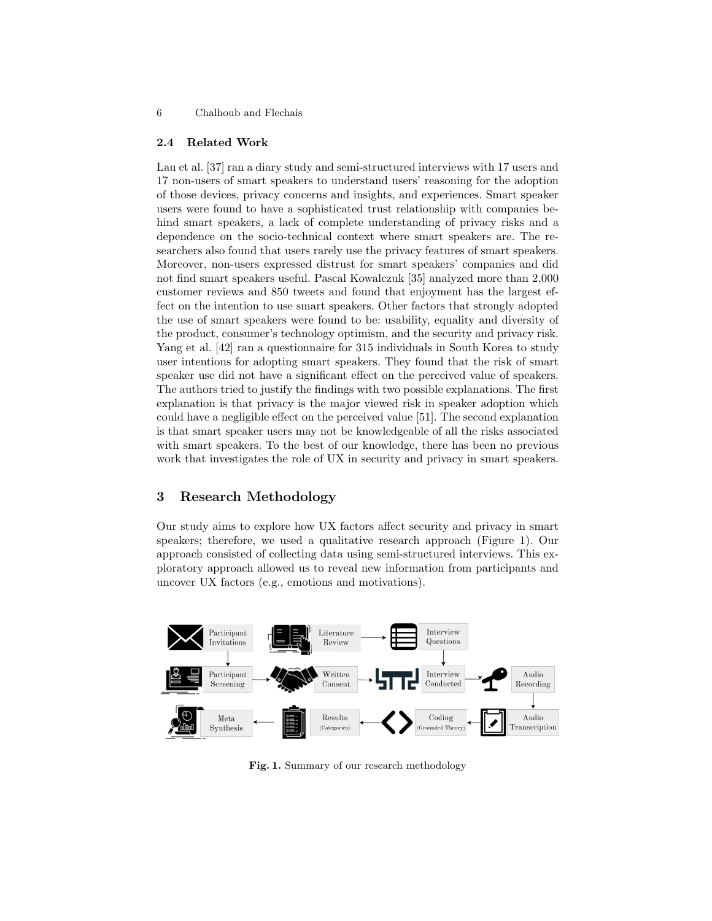### 2.4 Related Work

Lau et al. [37] ran a diary study and semi-structured interviews with 17 users and 17 non-users of smart speakers to understand users' reasoning for the adoption of those devices, privacy concerns and insights, and experiences. Smart speaker users were found to have a sophisticated trust relationship with companies behind smart speakers, a lack of complete understanding of privacy risks and a dependence on the socio-technical context where smart speakers are. The researchers also found that users rarely use the privacy features of smart speakers. Moreover, non-users expressed distrust for smart speakers' companies and did not find smart speakers useful. Pascal Kowalczuk [35] analyzed more than 2,000 customer reviews and 850 tweets and found that enjoyment has the largest effect on the intention to use smart speakers. Other factors that strongly adopted the use of smart speakers were found to be: usability, equality and diversity of the product, consumer's technology optimism, and the security and privacy risk. Yang et al. [42] ran a questionnaire for 315 individuals in South Korea to study user intentions for adopting smart speakers. They found that the risk of smart speaker use did not have a significant effect on the perceived value of speakers. The authors tried to justify the findings with two possible explanations. The first explanation is that privacy is the major viewed risk in speaker adoption which could have a negligible effect on the perceived value [51]. The second explanation is that smart speaker users may not be knowledgeable of all the risks associated with smart speakers. To the best of our knowledge, there has been no previous work that investigates the role of UX in security and privacy in smart speakers.

## 3 Research Methodology

Our study aims to explore how UX factors affect security and privacy in smart speakers; therefore, we used a qualitative research approach (Figure 1). Our approach consisted of collecting data using semi-structured interviews. This exploratory approach allowed us to reveal new information from participants and uncover UX factors (e.g., emotions and motivations).

Participant Invitations → Participant Screening → Written Consent → Interview Conducted; Literature Review → Interview Questions → Interview Conducted → Audio Recording → Audio Transcription → Coding (Grounded Theory) → Results (Categories) → Meta Synthesis

**Fig. 1.** Summary of our research methodology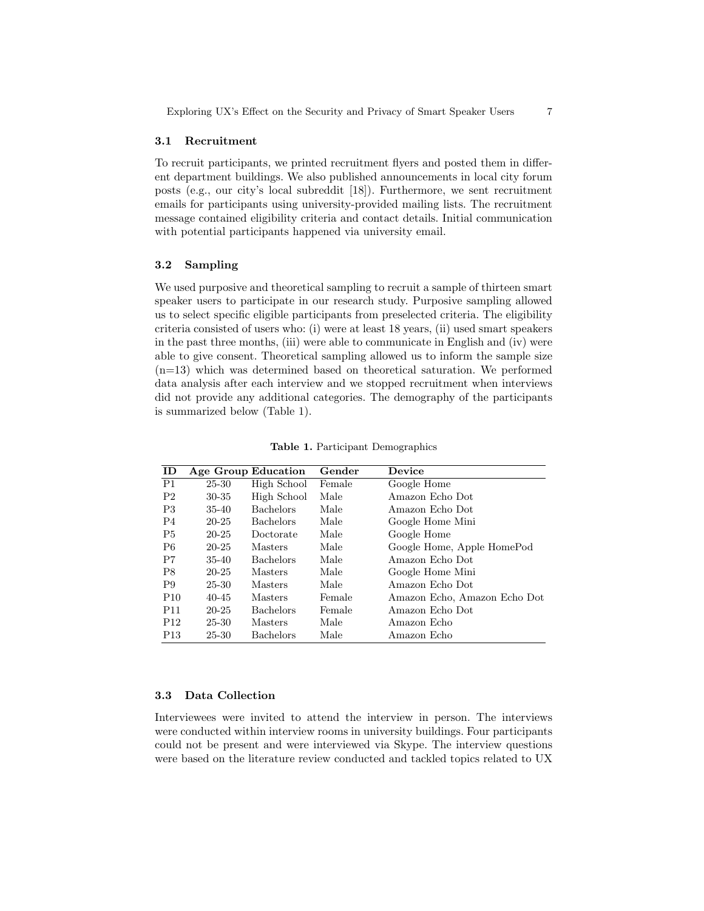### 3.1 Recruitment

To recruit participants, we printed recruitment flyers and posted them in different department buildings. We also published announcements in local city forum posts (e.g., our city's local subreddit [18]). Furthermore, we sent recruitment emails for participants using university-provided mailing lists. The recruitment message contained eligibility criteria and contact details. Initial communication with potential participants happened via university email.

### 3.2 Sampling

We used purposive and theoretical sampling to recruit a sample of thirteen smart speaker users to participate in our research study. Purposive sampling allowed us to select specific eligible participants from preselected criteria. The eligibility criteria consisted of users who: (i) were at least 18 years, (ii) used smart speakers in the past three months, (iii) were able to communicate in English and (iv) were able to give consent. Theoretical sampling allowed us to inform the sample size (n=13) which was determined based on theoretical saturation. We performed data analysis after each interview and we stopped recruitment when interviews did not provide any additional categories. The demography of the participants is summarized below (Table 1).

**Table 1.** Participant Demographics

| ID | Age Group | Education | Gender | Device |
|---|---|---|---|---|
| P1 | 25-30 | High School | Female | Google Home |
| P2 | 30-35 | High School | Male | Amazon Echo Dot |
| P3 | 35-40 | Bachelors | Male | Amazon Echo Dot |
| P4 | 20-25 | Bachelors | Male | Google Home Mini |
| P5 | 20-25 | Doctorate | Male | Google Home |
| P6 | 20-25 | Masters | Male | Google Home, Apple HomePod |
| P7 | 35-40 | Bachelors | Male | Amazon Echo Dot |
| P8 | 20-25 | Masters | Male | Google Home Mini |
| P9 | 25-30 | Masters | Male | Amazon Echo Dot |
| P10 | 40-45 | Masters | Female | Amazon Echo, Amazon Echo Dot |
| P11 | 20-25 | Bachelors | Female | Amazon Echo Dot |
| P12 | 25-30 | Masters | Male | Amazon Echo |
| P13 | 25-30 | Bachelors | Male | Amazon Echo |

### 3.3 Data Collection

Interviewees were invited to attend the interview in person. The interviews were conducted within interview rooms in university buildings. Four participants could not be present and were interviewed via Skype. The interview questions were based on the literature review conducted and tackled topics related to UX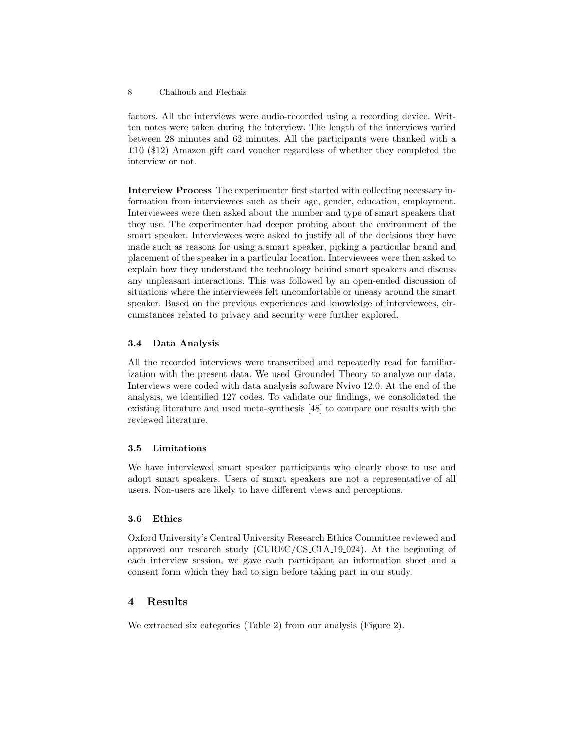factors. All the interviews were audio-recorded using a recording device. Written notes were taken during the interview. The length of the interviews varied between 28 minutes and 62 minutes. All the participants were thanked with a £10 ($12) Amazon gift card voucher regardless of whether they completed the interview or not.

**Interview Process** The experimenter first started with collecting necessary information from interviewees such as their age, gender, education, employment. Interviewees were then asked about the number and type of smart speakers that they use. The experimenter had deeper probing about the environment of the smart speaker. Interviewees were asked to justify all of the decisions they have made such as reasons for using a smart speaker, picking a particular brand and placement of the speaker in a particular location. Interviewees were then asked to explain how they understand the technology behind smart speakers and discuss any unpleasant interactions. This was followed by an open-ended discussion of situations where the interviewees felt uncomfortable or uneasy around the smart speaker. Based on the previous experiences and knowledge of interviewees, circumstances related to privacy and security were further explored.

### 3.4 Data Analysis

All the recorded interviews were transcribed and repeatedly read for familiarization with the present data. We used Grounded Theory to analyze our data. Interviews were coded with data analysis software Nvivo 12.0. At the end of the analysis, we identified 127 codes. To validate our findings, we consolidated the existing literature and used meta-synthesis [48] to compare our results with the reviewed literature.

### 3.5 Limitations

We have interviewed smart speaker participants who clearly chose to use and adopt smart speakers. Users of smart speakers are not a representative of all users. Non-users are likely to have different views and perceptions.

### 3.6 Ethics

Oxford University's Central University Research Ethics Committee reviewed and approved our research study (CUREC/CS_C1A_19_024). At the beginning of each interview session, we gave each participant an information sheet and a consent form which they had to sign before taking part in our study.

## 4 Results

We extracted six categories (Table 2) from our analysis (Figure 2).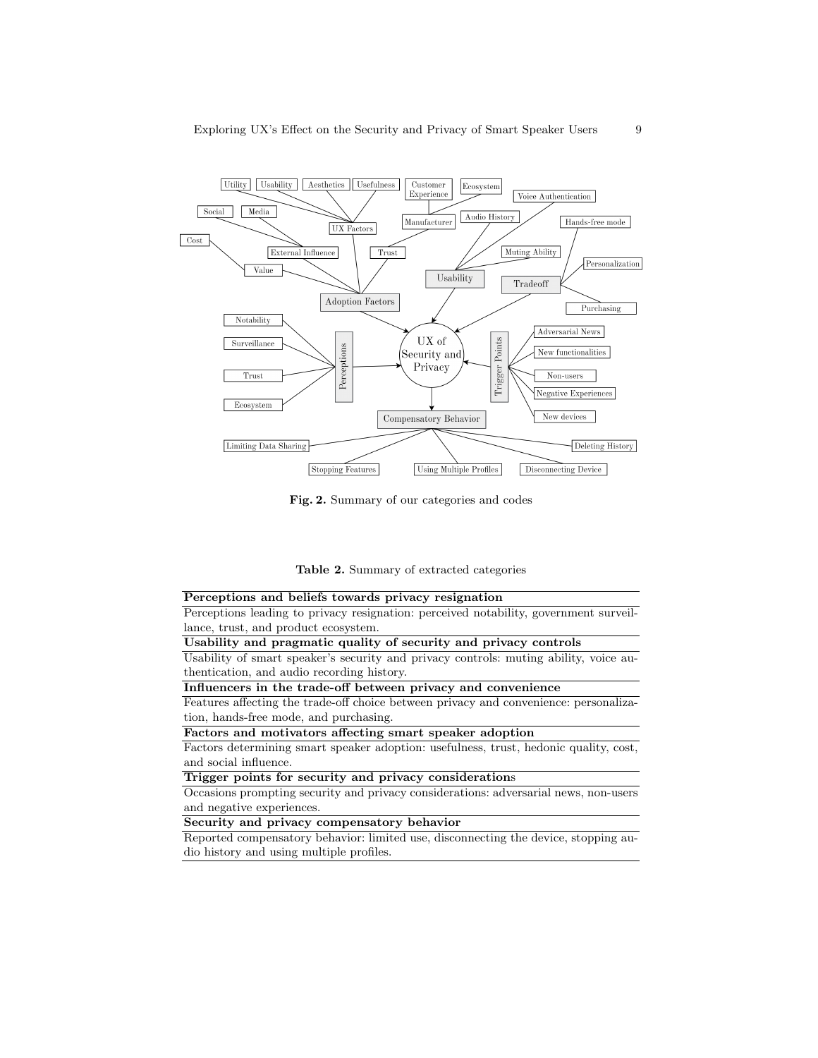Fig. 2. Summary of our categories and codes

Table 2. Summary of extracted categories

| **Perceptions and beliefs towards privacy resignation** |
|---|
| Perceptions leading to privacy resignation: perceived notability, government surveillance, trust, and product ecosystem. |
| **Usability and pragmatic quality of security and privacy controls** |
| Usability of smart speaker's security and privacy controls: muting ability, voice authentication, and audio recording history. |
| **Influencers in the trade-off between privacy and convenience** |
| Features affecting the trade-off choice between privacy and convenience: personalization, hands-free mode, and purchasing. |
| **Factors and motivators affecting smart speaker adoption** |
| Factors determining smart speaker adoption: usefulness, trust, hedonic quality, cost, and social influence. |
| **Trigger points for security and privacy consideration**s |
| Occasions prompting security and privacy considerations: adversarial news, non-users and negative experiences. |
| **Security and privacy compensatory behavior** |
| Reported compensatory behavior: limited use, disconnecting the device, stopping audio history and using multiple profiles. |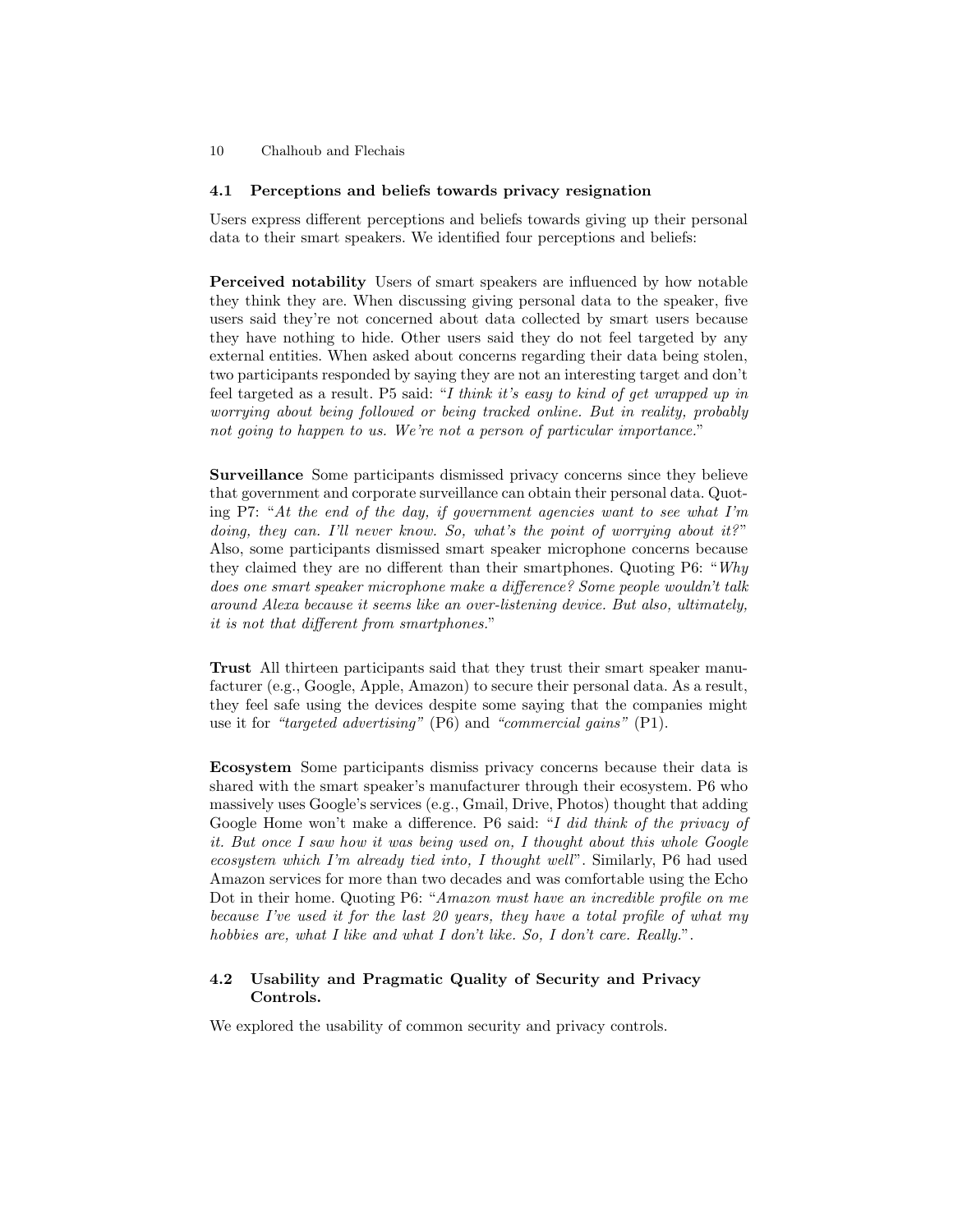### 4.1 Perceptions and beliefs towards privacy resignation

Users express different perceptions and beliefs towards giving up their personal data to their smart speakers. We identified four perceptions and beliefs:

**Perceived notability** Users of smart speakers are influenced by how notable they think they are. When discussing giving personal data to the speaker, five users said they're not concerned about data collected by smart users because they have nothing to hide. Other users said they do not feel targeted by any external entities. When asked about concerns regarding their data being stolen, two participants responded by saying they are not an interesting target and don't feel targeted as a result. P5 said: "*I think it's easy to kind of get wrapped up in worrying about being followed or being tracked online. But in reality, probably not going to happen to us. We're not a person of particular importance.*"

**Surveillance** Some participants dismissed privacy concerns since they believe that government and corporate surveillance can obtain their personal data. Quoting P7: "*At the end of the day, if government agencies want to see what I'm doing, they can. I'll never know. So, what's the point of worrying about it?*" Also, some participants dismissed smart speaker microphone concerns because they claimed they are no different than their smartphones. Quoting P6: "*Why does one smart speaker microphone make a difference? Some people wouldn't talk around Alexa because it seems like an over-listening device. But also, ultimately, it is not that different from smartphones.*"

**Trust** All thirteen participants said that they trust their smart speaker manufacturer (e.g., Google, Apple, Amazon) to secure their personal data. As a result, they feel safe using the devices despite some saying that the companies might use it for *"targeted advertising"* (P6) and *"commercial gains"* (P1).

**Ecosystem** Some participants dismiss privacy concerns because their data is shared with the smart speaker's manufacturer through their ecosystem. P6 who massively uses Google's services (e.g., Gmail, Drive, Photos) thought that adding Google Home won't make a difference. P6 said: "*I did think of the privacy of it. But once I saw how it was being used on, I thought about this whole Google ecosystem which I'm already tied into, I thought well*". Similarly, P6 had used Amazon services for more than two decades and was comfortable using the Echo Dot in their home. Quoting P6: "*Amazon must have an incredible profile on me because I've used it for the last 20 years, they have a total profile of what my hobbies are, what I like and what I don't like. So, I don't care. Really.*".

### 4.2 Usability and Pragmatic Quality of Security and Privacy Controls.

We explored the usability of common security and privacy controls.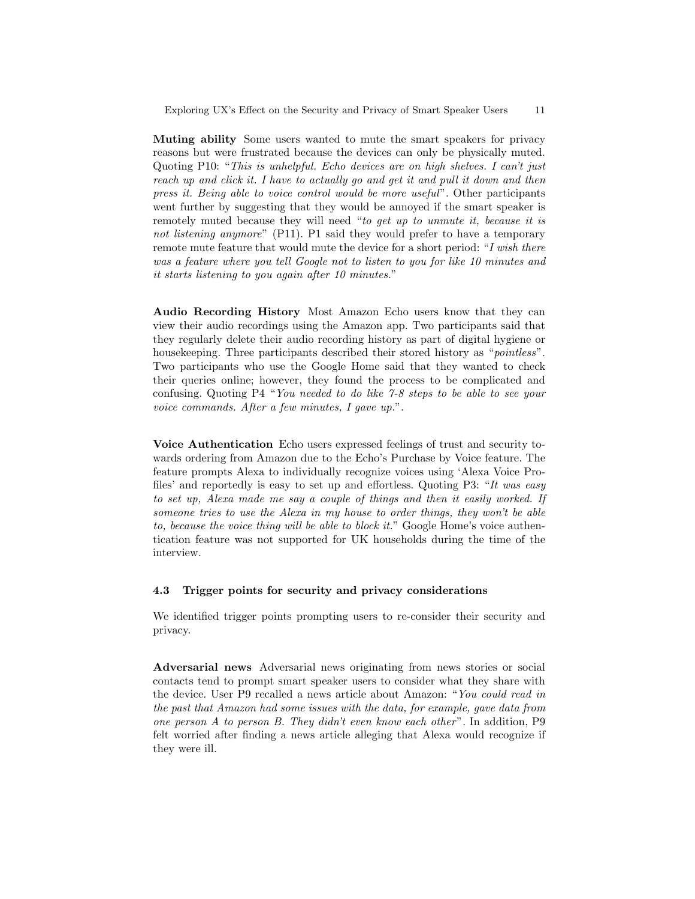**Muting ability** Some users wanted to mute the smart speakers for privacy reasons but were frustrated because the devices can only be physically muted. Quoting P10: "*This is unhelpful. Echo devices are on high shelves. I can't just reach up and click it. I have to actually go and get it and pull it down and then press it. Being able to voice control would be more useful*". Other participants went further by suggesting that they would be annoyed if the smart speaker is remotely muted because they will need "*to get up to unmute it, because it is not listening anymore*" (P11). P1 said they would prefer to have a temporary remote mute feature that would mute the device for a short period: "*I wish there was a feature where you tell Google not to listen to you for like 10 minutes and it starts listening to you again after 10 minutes.*"

**Audio Recording History** Most Amazon Echo users know that they can view their audio recordings using the Amazon app. Two participants said that they regularly delete their audio recording history as part of digital hygiene or housekeeping. Three participants described their stored history as "*pointless*". Two participants who use the Google Home said that they wanted to check their queries online; however, they found the process to be complicated and confusing. Quoting P4 "*You needed to do like 7-8 steps to be able to see your voice commands. After a few minutes, I gave up.*".

**Voice Authentication** Echo users expressed feelings of trust and security towards ordering from Amazon due to the Echo's Purchase by Voice feature. The feature prompts Alexa to individually recognize voices using 'Alexa Voice Profiles' and reportedly is easy to set up and effortless. Quoting P3: "*It was easy to set up, Alexa made me say a couple of things and then it easily worked. If someone tries to use the Alexa in my house to order things, they won't be able to, because the voice thing will be able to block it.*" Google Home's voice authentication feature was not supported for UK households during the time of the interview.

### 4.3 Trigger points for security and privacy considerations

We identified trigger points prompting users to re-consider their security and privacy.

**Adversarial news** Adversarial news originating from news stories or social contacts tend to prompt smart speaker users to consider what they share with the device. User P9 recalled a news article about Amazon: "*You could read in the past that Amazon had some issues with the data, for example, gave data from one person A to person B. They didn't even know each other*". In addition, P9 felt worried after finding a news article alleging that Alexa would recognize if they were ill.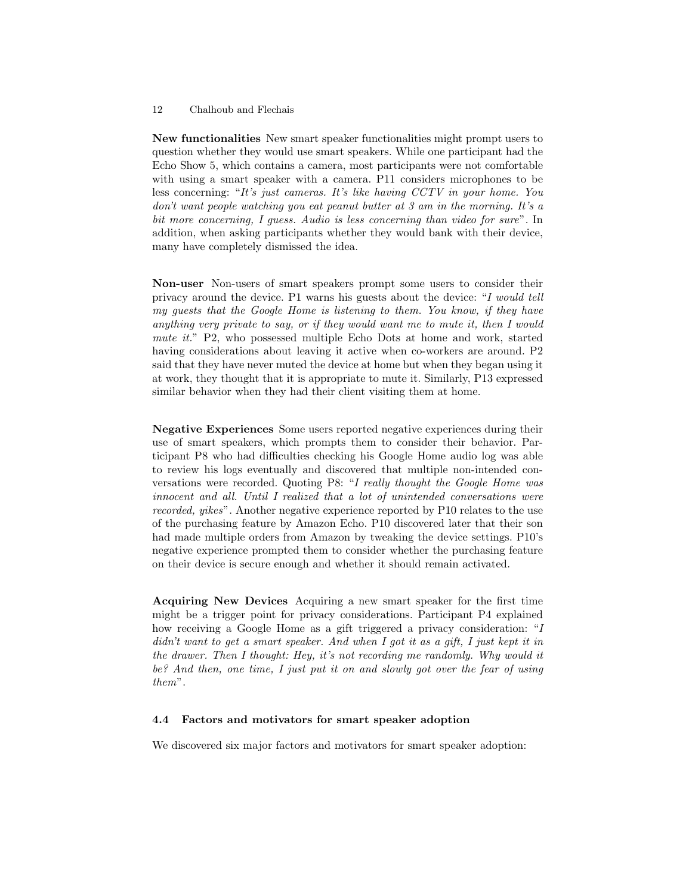**New functionalities** New smart speaker functionalities might prompt users to question whether they would use smart speakers. While one participant had the Echo Show 5, which contains a camera, most participants were not comfortable with using a smart speaker with a camera. P11 considers microphones to be less concerning: "*It's just cameras. It's like having CCTV in your home. You don't want people watching you eat peanut butter at 3 am in the morning. It's a bit more concerning, I guess. Audio is less concerning than video for sure*". In addition, when asking participants whether they would bank with their device, many have completely dismissed the idea.

**Non-user** Non-users of smart speakers prompt some users to consider their privacy around the device. P1 warns his guests about the device: "*I would tell my guests that the Google Home is listening to them. You know, if they have anything very private to say, or if they would want me to mute it, then I would mute it.*" P2, who possessed multiple Echo Dots at home and work, started having considerations about leaving it active when co-workers are around. P2 said that they have never muted the device at home but when they began using it at work, they thought that it is appropriate to mute it. Similarly, P13 expressed similar behavior when they had their client visiting them at home.

**Negative Experiences** Some users reported negative experiences during their use of smart speakers, which prompts them to consider their behavior. Participant P8 who had difficulties checking his Google Home audio log was able to review his logs eventually and discovered that multiple non-intended conversations were recorded. Quoting P8: "*I really thought the Google Home was innocent and all. Until I realized that a lot of unintended conversations were recorded, yikes*". Another negative experience reported by P10 relates to the use of the purchasing feature by Amazon Echo. P10 discovered later that their son had made multiple orders from Amazon by tweaking the device settings. P10's negative experience prompted them to consider whether the purchasing feature on their device is secure enough and whether it should remain activated.

**Acquiring New Devices** Acquiring a new smart speaker for the first time might be a trigger point for privacy considerations. Participant P4 explained how receiving a Google Home as a gift triggered a privacy consideration: "*I didn't want to get a smart speaker. And when I got it as a gift, I just kept it in the drawer. Then I thought: Hey, it's not recording me randomly. Why would it be? And then, one time, I just put it on and slowly got over the fear of using them*".

### 4.4 Factors and motivators for smart speaker adoption

We discovered six major factors and motivators for smart speaker adoption: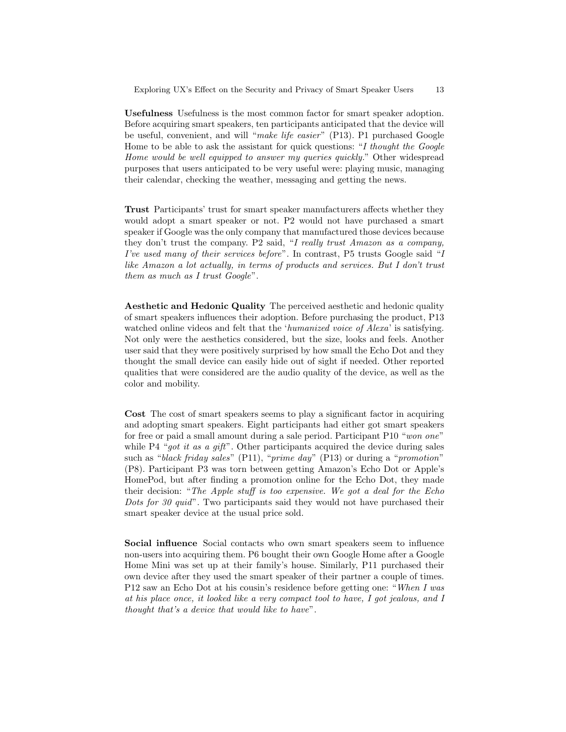**Usefulness** Usefulness is the most common factor for smart speaker adoption. Before acquiring smart speakers, ten participants anticipated that the device will be useful, convenient, and will "*make life easier*" (P13). P1 purchased Google Home to be able to ask the assistant for quick questions: "*I thought the Google Home would be well equipped to answer my queries quickly.*" Other widespread purposes that users anticipated to be very useful were: playing music, managing their calendar, checking the weather, messaging and getting the news.

**Trust** Participants' trust for smart speaker manufacturers affects whether they would adopt a smart speaker or not. P2 would not have purchased a smart speaker if Google was the only company that manufactured those devices because they don't trust the company. P2 said, "*I really trust Amazon as a company, I've used many of their services before*". In contrast, P5 trusts Google said "*I like Amazon a lot actually, in terms of products and services. But I don't trust them as much as I trust Google*".

**Aesthetic and Hedonic Quality** The perceived aesthetic and hedonic quality of smart speakers influences their adoption. Before purchasing the product, P13 watched online videos and felt that the '*humanized voice of Alexa*' is satisfying. Not only were the aesthetics considered, but the size, looks and feels. Another user said that they were positively surprised by how small the Echo Dot and they thought the small device can easily hide out of sight if needed. Other reported qualities that were considered are the audio quality of the device, as well as the color and mobility.

**Cost** The cost of smart speakers seems to play a significant factor in acquiring and adopting smart speakers. Eight participants had either got smart speakers for free or paid a small amount during a sale period. Participant P10 "*won one*" while P4 "*got it as a gift*". Other participants acquired the device during sales such as "*black friday sales*" (P11), "*prime day*" (P13) or during a "*promotion*" (P8). Participant P3 was torn between getting Amazon's Echo Dot or Apple's HomePod, but after finding a promotion online for the Echo Dot, they made their decision: "*The Apple stuff is too expensive. We got a deal for the Echo Dots for 30 quid*". Two participants said they would not have purchased their smart speaker device at the usual price sold.

**Social influence** Social contacts who own smart speakers seem to influence non-users into acquiring them. P6 bought their own Google Home after a Google Home Mini was set up at their family's house. Similarly, P11 purchased their own device after they used the smart speaker of their partner a couple of times. P12 saw an Echo Dot at his cousin's residence before getting one: "*When I was at his place once, it looked like a very compact tool to have, I got jealous, and I thought that's a device that would like to have*".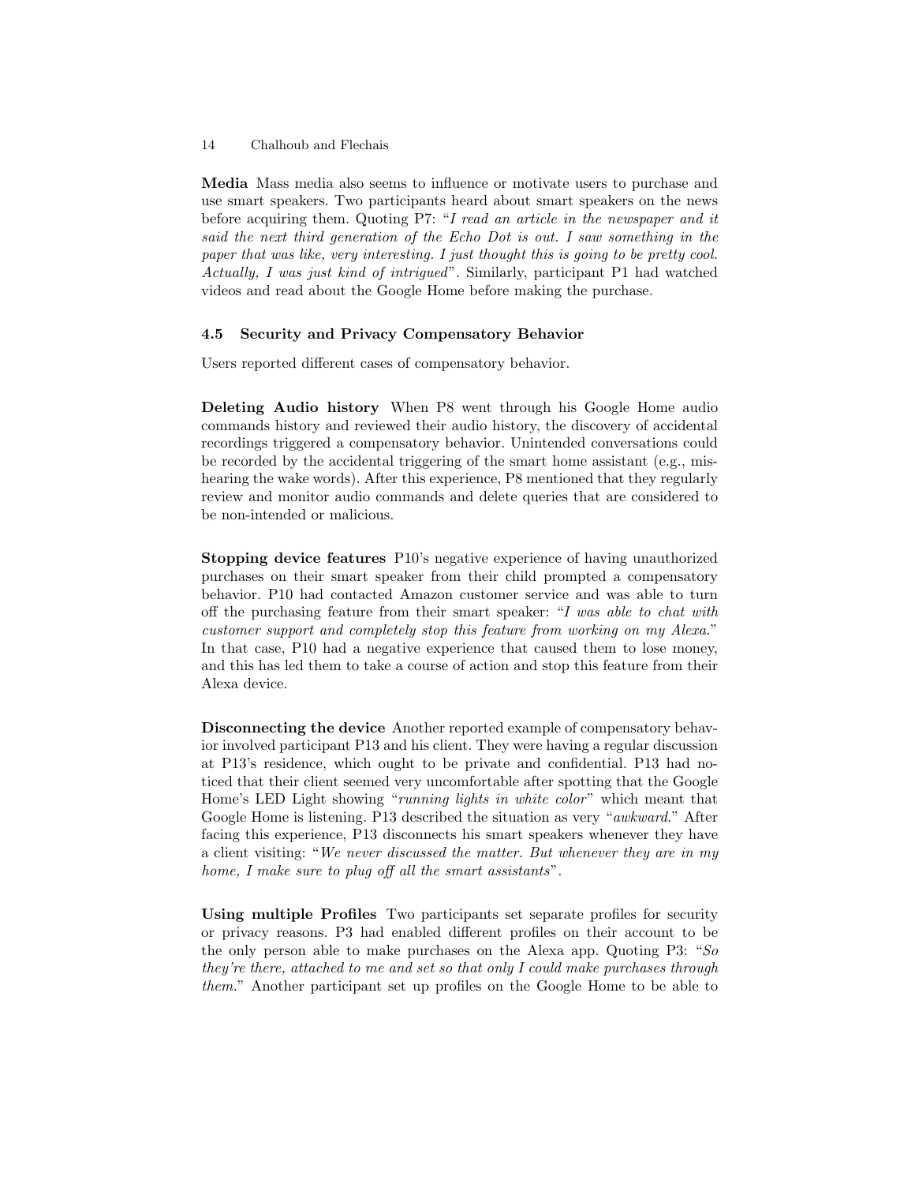**Media** Mass media also seems to influence or motivate users to purchase and use smart speakers. Two participants heard about smart speakers on the news before acquiring them. Quoting P7: "*I read an article in the newspaper and it said the next third generation of the Echo Dot is out. I saw something in the paper that was like, very interesting. I just thought this is going to be pretty cool. Actually, I was just kind of intrigued*". Similarly, participant P1 had watched videos and read about the Google Home before making the purchase.

### 4.5 Security and Privacy Compensatory Behavior

Users reported different cases of compensatory behavior.

**Deleting Audio history** When P8 went through his Google Home audio commands history and reviewed their audio history, the discovery of accidental recordings triggered a compensatory behavior. Unintended conversations could be recorded by the accidental triggering of the smart home assistant (e.g., mishearing the wake words). After this experience, P8 mentioned that they regularly review and monitor audio commands and delete queries that are considered to be non-intended or malicious.

**Stopping device features** P10's negative experience of having unauthorized purchases on their smart speaker from their child prompted a compensatory behavior. P10 had contacted Amazon customer service and was able to turn off the purchasing feature from their smart speaker: "*I was able to chat with customer support and completely stop this feature from working on my Alexa.*" In that case, P10 had a negative experience that caused them to lose money, and this has led them to take a course of action and stop this feature from their Alexa device.

**Disconnecting the device** Another reported example of compensatory behavior involved participant P13 and his client. They were having a regular discussion at P13's residence, which ought to be private and confidential. P13 had noticed that their client seemed very uncomfortable after spotting that the Google Home's LED Light showing "*running lights in white color*" which meant that Google Home is listening. P13 described the situation as very "*awkward.*" After facing this experience, P13 disconnects his smart speakers whenever they have a client visiting: "*We never discussed the matter. But whenever they are in my home, I make sure to plug off all the smart assistants*".

**Using multiple Profiles** Two participants set separate profiles for security or privacy reasons. P3 had enabled different profiles on their account to be the only person able to make purchases on the Alexa app. Quoting P3: "*So they're there, attached to me and set so that only I could make purchases through them.*" Another participant set up profiles on the Google Home to be able to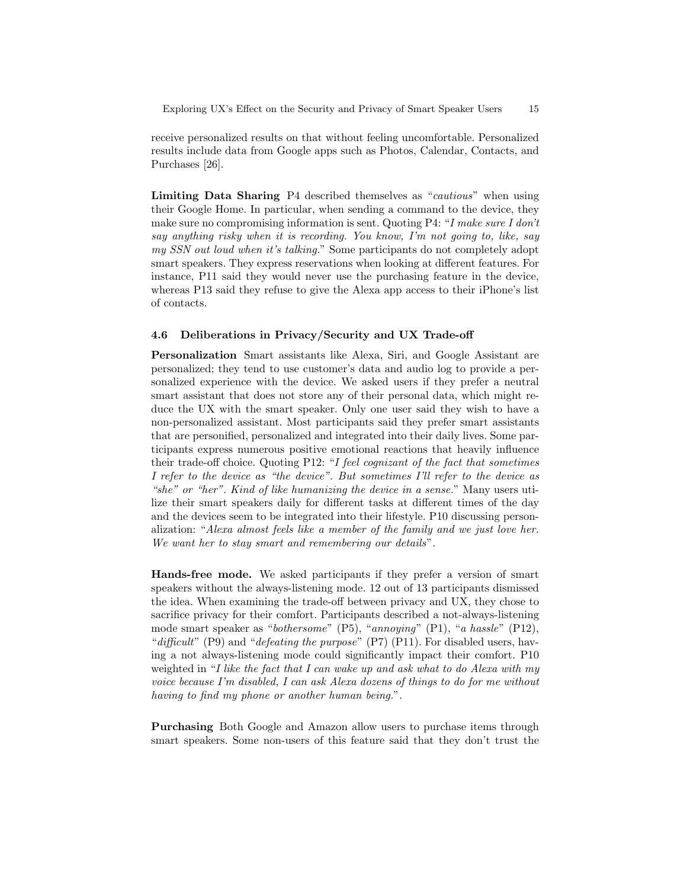receive personalized results on that without feeling uncomfortable. Personalized results include data from Google apps such as Photos, Calendar, Contacts, and Purchases [26].

**Limiting Data Sharing** P4 described themselves as "*cautious*" when using their Google Home. In particular, when sending a command to the device, they make sure no compromising information is sent. Quoting P4: "*I make sure I don't say anything risky when it is recording. You know, I'm not going to, like, say my SSN out loud when it's talking.*" Some participants do not completely adopt smart speakers. They express reservations when looking at different features. For instance, P11 said they would never use the purchasing feature in the device, whereas P13 said they refuse to give the Alexa app access to their iPhone's list of contacts.

### 4.6 Deliberations in Privacy/Security and UX Trade-off

**Personalization** Smart assistants like Alexa, Siri, and Google Assistant are personalized; they tend to use customer's data and audio log to provide a personalized experience with the device. We asked users if they prefer a neutral smart assistant that does not store any of their personal data, which might reduce the UX with the smart speaker. Only one user said they wish to have a non-personalized assistant. Most participants said they prefer smart assistants that are personified, personalized and integrated into their daily lives. Some participants express numerous positive emotional reactions that heavily influence their trade-off choice. Quoting P12: "*I feel cognizant of the fact that sometimes I refer to the device as "the device". But sometimes I'll refer to the device as "she" or "her". Kind of like humanizing the device in a sense.*" Many users utilize their smart speakers daily for different tasks at different times of the day and the devices seem to be integrated into their lifestyle. P10 discussing personalization: "*Alexa almost feels like a member of the family and we just love her. We want her to stay smart and remembering our details*".

**Hands-free mode.** We asked participants if they prefer a version of smart speakers without the always-listening mode. 12 out of 13 participants dismissed the idea. When examining the trade-off between privacy and UX, they chose to sacrifice privacy for their comfort. Participants described a not-always-listening mode smart speaker as "*bothersome*" (P5), "*annoying*" (P1), "*a hassle*" (P12), "*difficult*" (P9) and "*defeating the purpose*" (P7) (P11). For disabled users, having a not always-listening mode could significantly impact their comfort. P10 weighted in "*I like the fact that I can wake up and ask what to do Alexa with my voice because I'm disabled, I can ask Alexa dozens of things to do for me without having to find my phone or another human being.*".

**Purchasing** Both Google and Amazon allow users to purchase items through smart speakers. Some non-users of this feature said that they don't trust the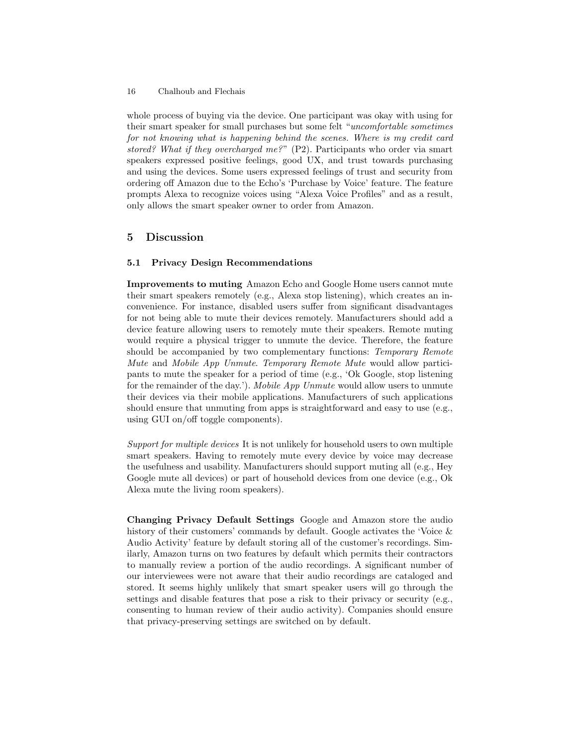whole process of buying via the device. One participant was okay with using for their smart speaker for small purchases but some felt "*uncomfortable sometimes for not knowing what is happening behind the scenes. Where is my credit card stored? What if they overcharged me?*" (P2). Participants who order via smart speakers expressed positive feelings, good UX, and trust towards purchasing and using the devices. Some users expressed feelings of trust and security from ordering off Amazon due to the Echo's 'Purchase by Voice' feature. The feature prompts Alexa to recognize voices using "Alexa Voice Profiles" and as a result, only allows the smart speaker owner to order from Amazon.

## 5 Discussion

### 5.1 Privacy Design Recommendations

**Improvements to muting** Amazon Echo and Google Home users cannot mute their smart speakers remotely (e.g., Alexa stop listening), which creates an inconvenience. For instance, disabled users suffer from significant disadvantages for not being able to mute their devices remotely. Manufacturers should add a device feature allowing users to remotely mute their speakers. Remote muting would require a physical trigger to unmute the device. Therefore, the feature should be accompanied by two complementary functions: *Temporary Remote Mute* and *Mobile App Unmute*. *Temporary Remote Mute* would allow participants to mute the speaker for a period of time (e.g., 'Ok Google, stop listening for the remainder of the day.'). *Mobile App Unmute* would allow users to unmute their devices via their mobile applications. Manufacturers of such applications should ensure that unmuting from apps is straightforward and easy to use (e.g., using GUI on/off toggle components).

*Support for multiple devices* It is not unlikely for household users to own multiple smart speakers. Having to remotely mute every device by voice may decrease the usefulness and usability. Manufacturers should support muting all (e.g., Hey Google mute all devices) or part of household devices from one device (e.g., Ok Alexa mute the living room speakers).

**Changing Privacy Default Settings** Google and Amazon store the audio history of their customers' commands by default. Google activates the 'Voice & Audio Activity' feature by default storing all of the customer's recordings. Similarly, Amazon turns on two features by default which permits their contractors to manually review a portion of the audio recordings. A significant number of our interviewees were not aware that their audio recordings are cataloged and stored. It seems highly unlikely that smart speaker users will go through the settings and disable features that pose a risk to their privacy or security (e.g., consenting to human review of their audio activity). Companies should ensure that privacy-preserving settings are switched on by default.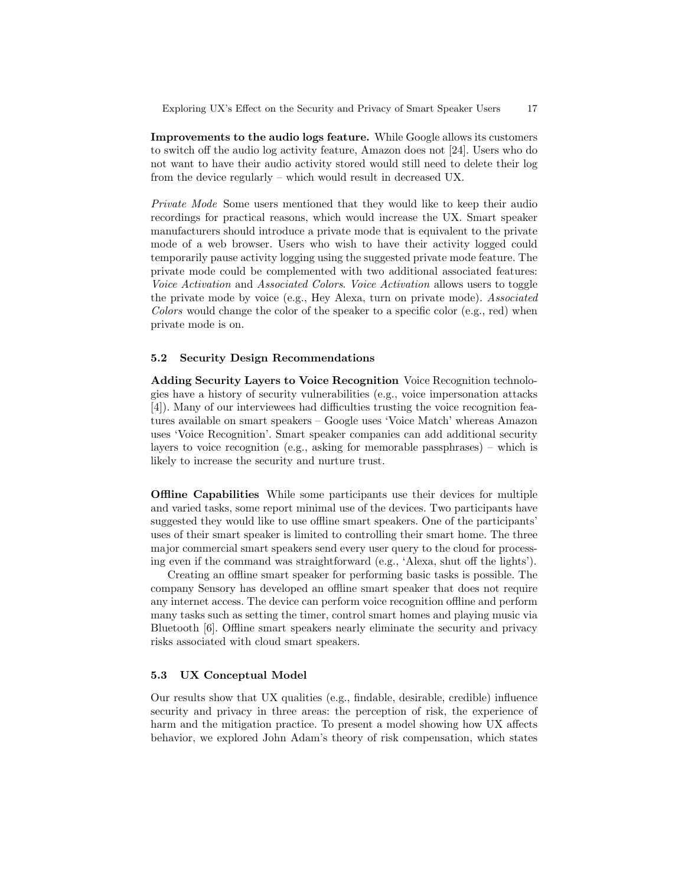**Improvements to the audio logs feature.** While Google allows its customers to switch off the audio log activity feature, Amazon does not [24]. Users who do not want to have their audio activity stored would still need to delete their log from the device regularly – which would result in decreased UX.

*Private Mode* Some users mentioned that they would like to keep their audio recordings for practical reasons, which would increase the UX. Smart speaker manufacturers should introduce a private mode that is equivalent to the private mode of a web browser. Users who wish to have their activity logged could temporarily pause activity logging using the suggested private mode feature. The private mode could be complemented with two additional associated features: *Voice Activation* and *Associated Colors*. *Voice Activation* allows users to toggle the private mode by voice (e.g., Hey Alexa, turn on private mode). *Associated Colors* would change the color of the speaker to a specific color (e.g., red) when private mode is on.

### 5.2 Security Design Recommendations

**Adding Security Layers to Voice Recognition** Voice Recognition technologies have a history of security vulnerabilities (e.g., voice impersonation attacks [4]). Many of our interviewees had difficulties trusting the voice recognition features available on smart speakers – Google uses 'Voice Match' whereas Amazon uses 'Voice Recognition'. Smart speaker companies can add additional security layers to voice recognition (e.g., asking for memorable passphrases) – which is likely to increase the security and nurture trust.

**Offline Capabilities** While some participants use their devices for multiple and varied tasks, some report minimal use of the devices. Two participants have suggested they would like to use offline smart speakers. One of the participants' uses of their smart speaker is limited to controlling their smart home. The three major commercial smart speakers send every user query to the cloud for processing even if the command was straightforward (e.g., 'Alexa, shut off the lights').

Creating an offline smart speaker for performing basic tasks is possible. The company Sensory has developed an offline smart speaker that does not require any internet access. The device can perform voice recognition offline and perform many tasks such as setting the timer, control smart homes and playing music via Bluetooth [6]. Offline smart speakers nearly eliminate the security and privacy risks associated with cloud smart speakers.

### 5.3 UX Conceptual Model

Our results show that UX qualities (e.g., findable, desirable, credible) influence security and privacy in three areas: the perception of risk, the experience of harm and the mitigation practice. To present a model showing how UX affects behavior, we explored John Adam's theory of risk compensation, which states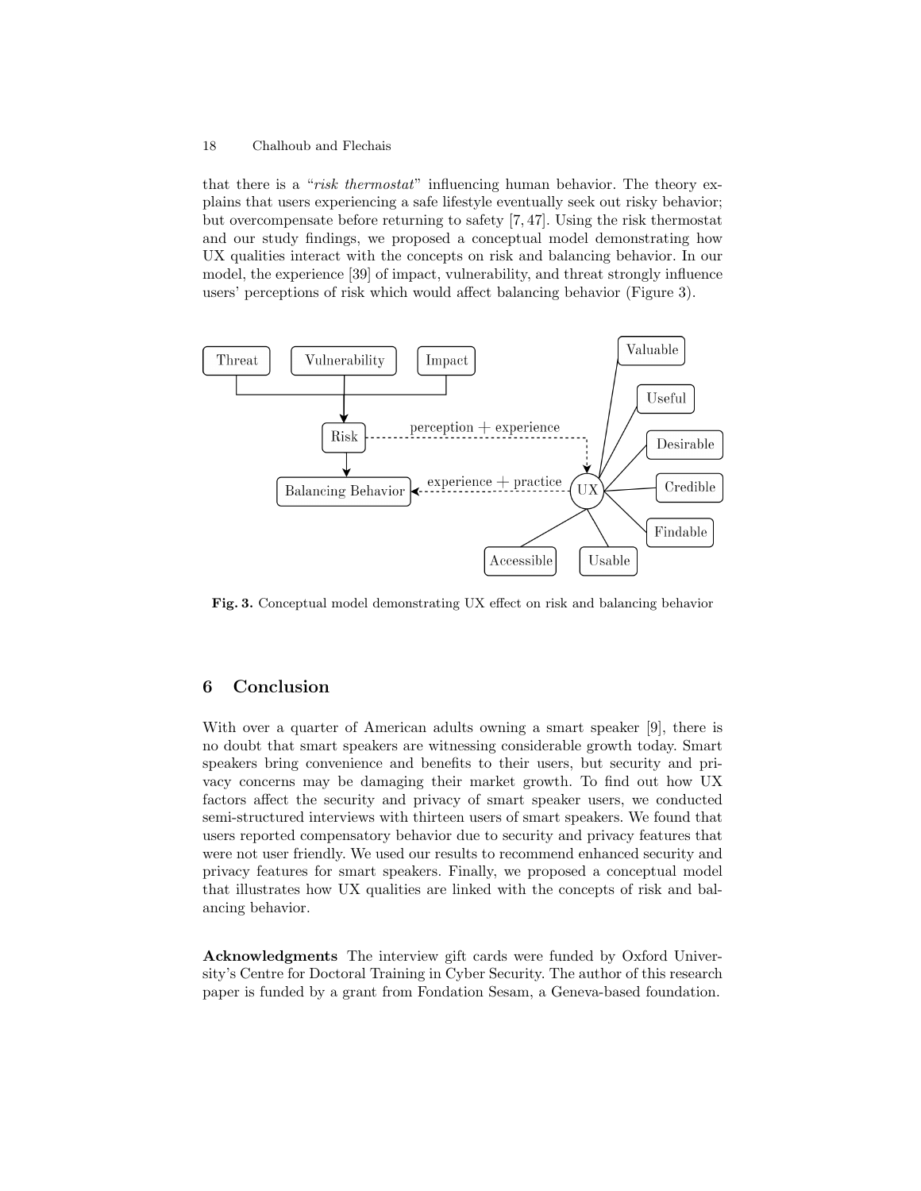that there is a "*risk thermostat*" influencing human behavior. The theory explains that users experiencing a safe lifestyle eventually seek out risky behavior; but overcompensate before returning to safety [7, 47]. Using the risk thermostat and our study findings, we proposed a conceptual model demonstrating how UX qualities interact with the concepts on risk and balancing behavior. In our model, the experience [39] of impact, vulnerability, and threat strongly influence users' perceptions of risk which would affect balancing behavior (Figure 3).

**Fig. 3.** Conceptual model demonstrating UX effect on risk and balancing behavior

## 6 Conclusion

With over a quarter of American adults owning a smart speaker [9], there is no doubt that smart speakers are witnessing considerable growth today. Smart speakers bring convenience and benefits to their users, but security and privacy concerns may be damaging their market growth. To find out how UX factors affect the security and privacy of smart speaker users, we conducted semi-structured interviews with thirteen users of smart speakers. We found that users reported compensatory behavior due to security and privacy features that were not user friendly. We used our results to recommend enhanced security and privacy features for smart speakers. Finally, we proposed a conceptual model that illustrates how UX qualities are linked with the concepts of risk and balancing behavior.

**Acknowledgments** The interview gift cards were funded by Oxford University's Centre for Doctoral Training in Cyber Security. The author of this research paper is funded by a grant from Fondation Sesam, a Geneva-based foundation.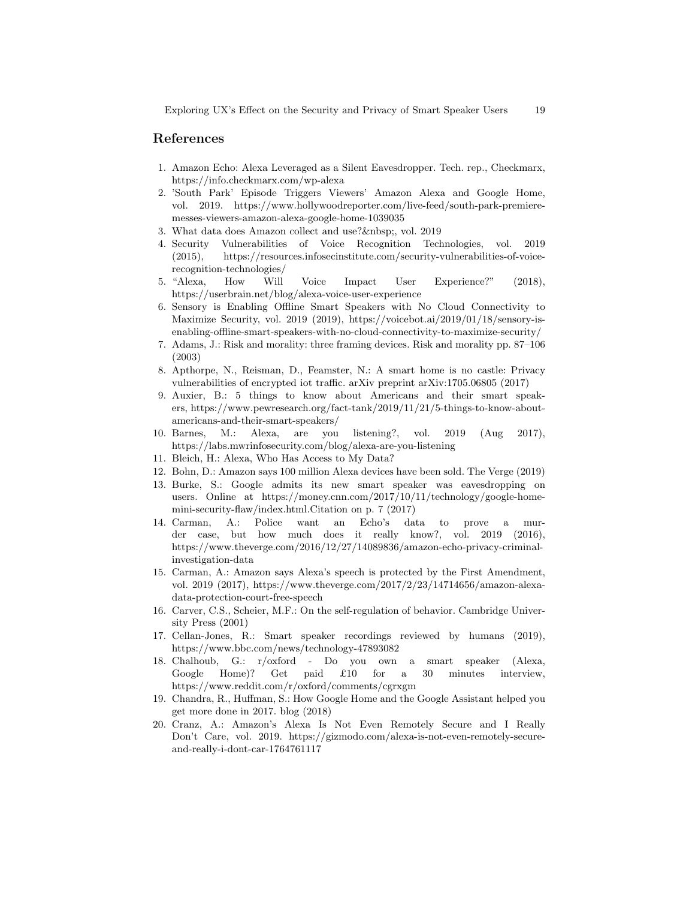## References

1. Amazon Echo: Alexa Leveraged as a Silent Eavesdropper. Tech. rep., Checkmarx, https://info.checkmarx.com/wp-alexa
2. 'South Park' Episode Triggers Viewers' Amazon Alexa and Google Home, vol. 2019. https://www.hollywoodreporter.com/live-feed/south-park-premiere-messes-viewers-amazon-alexa-google-home-1039035
3. What data does Amazon collect and use?&nbsp;, vol. 2019
4. Security Vulnerabilities of Voice Recognition Technologies, vol. 2019 (2015), https://resources.infosecinstitute.com/security-vulnerabilities-of-voice-recognition-technologies/
5. "Alexa, How Will Voice Impact User Experience?" (2018), https://userbrain.net/blog/alexa-voice-user-experience
6. Sensory is Enabling Offline Smart Speakers with No Cloud Connectivity to Maximize Security, vol. 2019 (2019), https://voicebot.ai/2019/01/18/sensory-is-enabling-offline-smart-speakers-with-no-cloud-connectivity-to-maximize-security/
7. Adams, J.: Risk and morality: three framing devices. Risk and morality pp. 87–106 (2003)
8. Apthorpe, N., Reisman, D., Feamster, N.: A smart home is no castle: Privacy vulnerabilities of encrypted iot traffic. arXiv preprint arXiv:1705.06805 (2017)
9. Auxier, B.: 5 things to know about Americans and their smart speakers, https://www.pewresearch.org/fact-tank/2019/11/21/5-things-to-know-about-americans-and-their-smart-speakers/
10. Barnes, M.: Alexa, are you listening?, vol. 2019 (Aug 2017), https://labs.mwrinfosecurity.com/blog/alexa-are-you-listening
11. Bleich, H.: Alexa, Who Has Access to My Data?
12. Bohn, D.: Amazon says 100 million Alexa devices have been sold. The Verge (2019)
13. Burke, S.: Google admits its new smart speaker was eavesdropping on users. Online at https://money.cnn.com/2017/10/11/technology/google-home-mini-security-flaw/index.html.Citation on p. 7 (2017)
14. Carman, A.: Police want an Echo's data to prove a murder case, but how much does it really know?, vol. 2019 (2016), https://www.theverge.com/2016/12/27/14089836/amazon-echo-privacy-criminal-investigation-data
15. Carman, A.: Amazon says Alexa's speech is protected by the First Amendment, vol. 2019 (2017), https://www.theverge.com/2017/2/23/14714656/amazon-alexa-data-protection-court-free-speech
16. Carver, C.S., Scheier, M.F.: On the self-regulation of behavior. Cambridge University Press (2001)
17. Cellan-Jones, R.: Smart speaker recordings reviewed by humans (2019), https://www.bbc.com/news/technology-47893082
18. Chalhoub, G.: r/oxford - Do you own a smart speaker (Alexa, Google Home)? Get paid £10 for a 30 minutes interview, https://www.reddit.com/r/oxford/comments/cgrxgm
19. Chandra, R., Huffman, S.: How Google Home and the Google Assistant helped you get more done in 2017. blog (2018)
20. Cranz, A.: Amazon's Alexa Is Not Even Remotely Secure and I Really Don't Care, vol. 2019. https://gizmodo.com/alexa-is-not-even-remotely-secure-and-really-i-dont-car-1764761117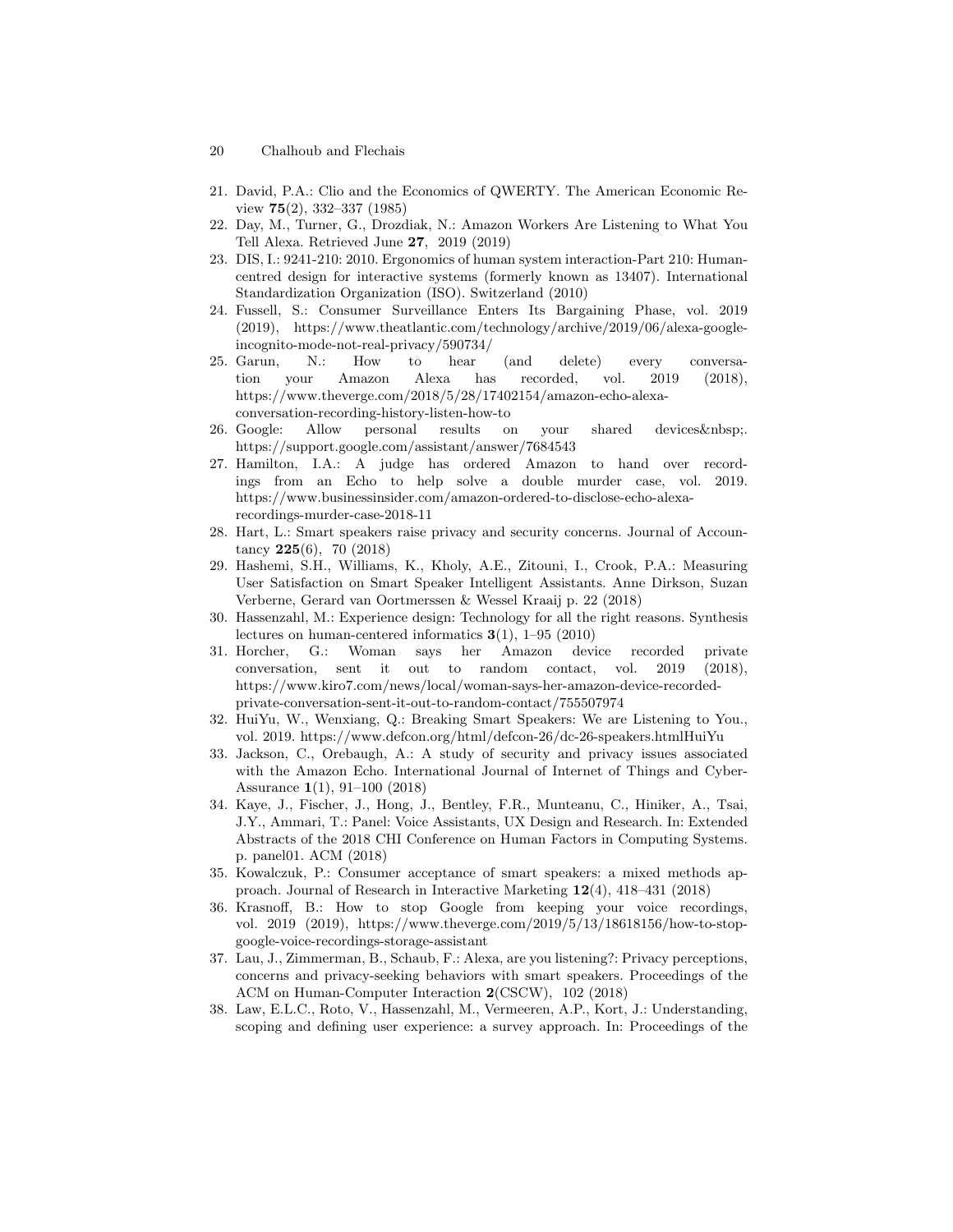21. David, P.A.: Clio and the Economics of QWERTY. The American Economic Review **75**(2), 332–337 (1985)
22. Day, M., Turner, G., Drozdiak, N.: Amazon Workers Are Listening to What You Tell Alexa. Retrieved June **27**, 2019 (2019)
23. DIS, I.: 9241-210: 2010. Ergonomics of human system interaction-Part 210: Human-centred design for interactive systems (formerly known as 13407). International Standardization Organization (ISO). Switzerland (2010)
24. Fussell, S.: Consumer Surveillance Enters Its Bargaining Phase, vol. 2019 (2019), https://www.theatlantic.com/technology/archive/2019/06/alexa-google-incognito-mode-not-real-privacy/590734/
25. Garun, N.: How to hear (and delete) every conversation your Amazon Alexa has recorded, vol. 2019 (2018), https://www.theverge.com/2018/5/28/17402154/amazon-echo-alexa-conversation-recording-history-listen-how-to
26. Google: Allow personal results on your shared devices&nbsp;. https://support.google.com/assistant/answer/7684543
27. Hamilton, I.A.: A judge has ordered Amazon to hand over recordings from an Echo to help solve a double murder case, vol. 2019. https://www.businessinsider.com/amazon-ordered-to-disclose-echo-alexa-recordings-murder-case-2018-11
28. Hart, L.: Smart speakers raise privacy and security concerns. Journal of Accountancy **225**(6), 70 (2018)
29. Hashemi, S.H., Williams, K., Kholy, A.E., Zitouni, I., Crook, P.A.: Measuring User Satisfaction on Smart Speaker Intelligent Assistants. Anne Dirkson, Suzan Verberne, Gerard van Oortmerssen & Wessel Kraaij p. 22 (2018)
30. Hassenzahl, M.: Experience design: Technology for all the right reasons. Synthesis lectures on human-centered informatics **3**(1), 1–95 (2010)
31. Horcher, G.: Woman says her Amazon device recorded private conversation, sent it out to random contact, vol. 2019 (2018), https://www.kiro7.com/news/local/woman-says-her-amazon-device-recorded-private-conversation-sent-it-out-to-random-contact/755507974
32. HuiYu, W., Wenxiang, Q.: Breaking Smart Speakers: We are Listening to You., vol. 2019. https://www.defcon.org/html/defcon-26/dc-26-speakers.htmlHuiYu
33. Jackson, C., Orebaugh, A.: A study of security and privacy issues associated with the Amazon Echo. International Journal of Internet of Things and Cyber-Assurance **1**(1), 91–100 (2018)
34. Kaye, J., Fischer, J., Hong, J., Bentley, F.R., Munteanu, C., Hiniker, A., Tsai, J.Y., Ammari, T.: Panel: Voice Assistants, UX Design and Research. In: Extended Abstracts of the 2018 CHI Conference on Human Factors in Computing Systems. p. panel01. ACM (2018)
35. Kowalczuk, P.: Consumer acceptance of smart speakers: a mixed methods approach. Journal of Research in Interactive Marketing **12**(4), 418–431 (2018)
36. Krasnoff, B.: How to stop Google from keeping your voice recordings, vol. 2019 (2019), https://www.theverge.com/2019/5/13/18618156/how-to-stop-google-voice-recordings-storage-assistant
37. Lau, J., Zimmerman, B., Schaub, F.: Alexa, are you listening?: Privacy perceptions, concerns and privacy-seeking behaviors with smart speakers. Proceedings of the ACM on Human-Computer Interaction **2**(CSCW), 102 (2018)
38. Law, E.L.C., Roto, V., Hassenzahl, M., Vermeeren, A.P., Kort, J.: Understanding, scoping and defining user experience: a survey approach. In: Proceedings of the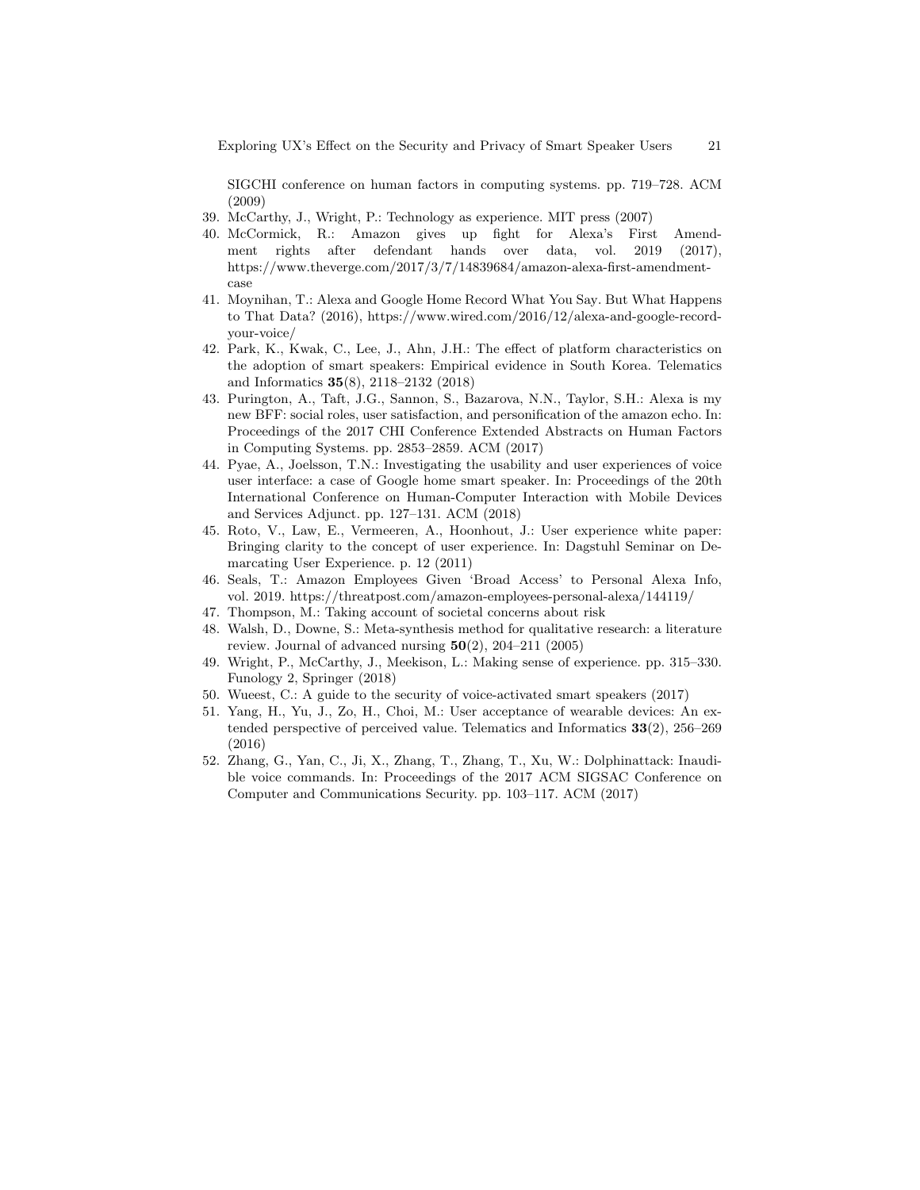SIGCHI conference on human factors in computing systems. pp. 719–728. ACM (2009)

39. McCarthy, J., Wright, P.: Technology as experience. MIT press (2007)
40. McCormick, R.: Amazon gives up fight for Alexa's First Amendment rights after defendant hands over data, vol. 2019 (2017), https://www.theverge.com/2017/3/7/14839684/amazon-alexa-first-amendment-case
41. Moynihan, T.: Alexa and Google Home Record What You Say. But What Happens to That Data? (2016), https://www.wired.com/2016/12/alexa-and-google-record-your-voice/
42. Park, K., Kwak, C., Lee, J., Ahn, J.H.: The effect of platform characteristics on the adoption of smart speakers: Empirical evidence in South Korea. Telematics and Informatics **35**(8), 2118–2132 (2018)
43. Purington, A., Taft, J.G., Sannon, S., Bazarova, N.N., Taylor, S.H.: Alexa is my new BFF: social roles, user satisfaction, and personification of the amazon echo. In: Proceedings of the 2017 CHI Conference Extended Abstracts on Human Factors in Computing Systems. pp. 2853–2859. ACM (2017)
44. Pyae, A., Joelsson, T.N.: Investigating the usability and user experiences of voice user interface: a case of Google home smart speaker. In: Proceedings of the 20th International Conference on Human-Computer Interaction with Mobile Devices and Services Adjunct. pp. 127–131. ACM (2018)
45. Roto, V., Law, E., Vermeeren, A., Hoonhout, J.: User experience white paper: Bringing clarity to the concept of user experience. In: Dagstuhl Seminar on Demarcating User Experience. p. 12 (2011)
46. Seals, T.: Amazon Employees Given 'Broad Access' to Personal Alexa Info, vol. 2019. https://threatpost.com/amazon-employees-personal-alexa/144119/
47. Thompson, M.: Taking account of societal concerns about risk
48. Walsh, D., Downe, S.: Meta-synthesis method for qualitative research: a literature review. Journal of advanced nursing **50**(2), 204–211 (2005)
49. Wright, P., McCarthy, J., Meekison, L.: Making sense of experience. pp. 315–330. Funology 2, Springer (2018)
50. Wueest, C.: A guide to the security of voice-activated smart speakers (2017)
51. Yang, H., Yu, J., Zo, H., Choi, M.: User acceptance of wearable devices: An extended perspective of perceived value. Telematics and Informatics **33**(2), 256–269 (2016)
52. Zhang, G., Yan, C., Ji, X., Zhang, T., Zhang, T., Xu, W.: Dolphinattack: Inaudible voice commands. In: Proceedings of the 2017 ACM SIGSAC Conference on Computer and Communications Security. pp. 103–117. ACM (2017)